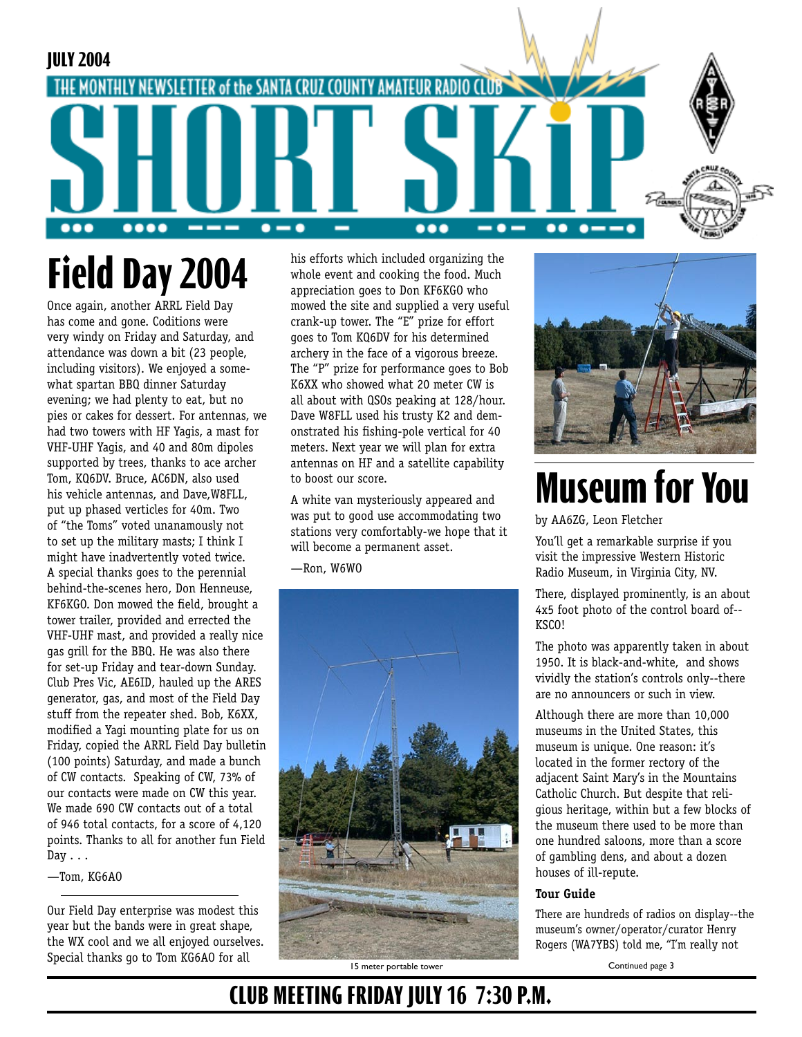JULY 2004

THE MONTHLY NEWSLETTER of the SANTA CRUZ COUNTY AMATEUR RADIO CLUB

# SHORT SKIP

## Field Day 2004

Once again, another ARRL Field Day has come and gone. Coditions were very windy on Friday and Saturday, and attendance was down a bit (23 people, including visitors). We enjoyed a somewhat spartan BBQ dinner Saturday evening; we had plenty to eat, but no pies or cakes for dessert. For antennas, we had two towers with HF Yagis, a mast for VHF-UHF Yagis, and 40 and 80m dipoles supported by trees, thanks to ace archer Tom, KQ6DV. Bruce, AC6DN, also used his vehicle antennas, and Dave,W8FLL, put up phased verticles for 40m. Two of "the Toms" voted unanamously not to set up the military masts; I think I might have inadvertently voted twice. A special thanks goes to the perennial behind-the-scenes hero, Don Henneuse, KF6KGO. Don mowed the field, brought a tower trailer, provided and errected the VHF-UHF mast, and provided a really nice gas grill for the BBQ. He was also there for set-up Friday and tear-down Sunday. Club Pres Vic, AE6ID, hauled up the ARES generator, gas, and most of the Field Day stuff from the repeater shed. Bob, K6XX, modified a Yagi mounting plate for us on Friday, copied the ARRL Field Day bulletin (100 points) Saturday, and made a bunch of CW contacts. Speaking of CW, 73% of our contacts were made on CW this year. We made 690 CW contacts out of a total of 946 total contacts, for a score of 4,120 points. Thanks to all for another fun Field Day . . .

—Tom, KG6AO

---

Our Field Day enterprise was modest this year but the bands were in great shape, the WX cool and we all enjoyed ourselves. Special thanks go to Tom KG6AO for all his efforts which included organizing the whole event and cooking the food. Much appreciation goes to Don KF6KGO who mowed the site and supplied a very useful crank-up tower. The "E" prize for effort goes to Tom KQ6DV for his determined archery in the face of a vigorous breeze. The "P" prize for performance goes to Bob K6XX who showed what 20 meter CW is all about with QSOs peaking at 128/hour. Dave W8FLL used his trusty K2 and demonstrated his fishing-pole vertical for 40 meters. Next year we will plan for extra antennas on HF and a satellite capability to boost our score.

A white van mysteriously appeared and was put to good use accommodating two stations very comfortably-we hope that it will become a permanent asset.

—Ron, W6WO

15 meter portable tower

## Museum for You

by AA6ZG, Leon Fletcher

You'll get a remarkable surprise if you visit the impressive Western Historic Radio Museum, in Virginia City, NV.

There, displayed prominently, is an about 4x5 foot photo of the control board of--KSCO!

The photo was apparently taken in about 1950. It is black-and-white, and shows vividly the station's controls only--there are no announcers or such in view.

Although there are more than 10,000 museums in the United States, this museum is unique. One reason: it's located in the former rectory of the adjacent Saint Mary's in the Mountains Catholic Church. But despite that religious heritage, within but a few blocks of the museum there used to be more than one hundred saloons, more than a score of gambling dens, and about a dozen houses of ill-repute.

**Tour Guide**

There are hundreds of radios on display--the museum's owner/operator/curator Henry Rogers (WA7YBS) told me, "I'm really not

Continued page 3

**CLUB MEETING FRIDAY JULY 16 7:30 P.M.**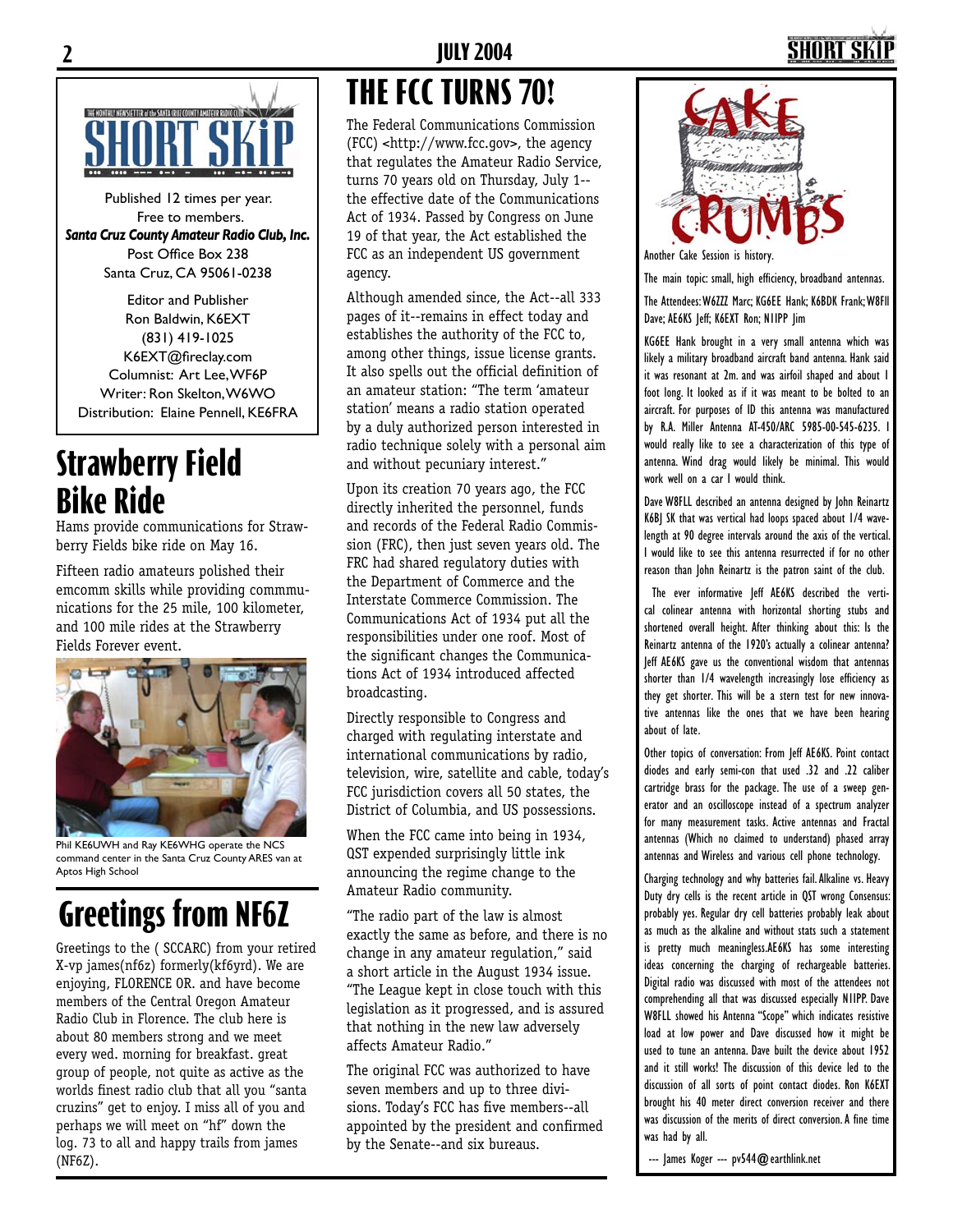Published 12 times per year.
Free to members.
***Santa Cruz County Amateur Radio Club, Inc.***
Post Office Box 238
Santa Cruz, CA 95061-0238

Editor and Publisher
Ron Baldwin, K6EXT
(831) 419-1025
K6EXT@fireclay.com
Columnist: Art Lee, WF6P
Writer: Ron Skelton, W6WO
Distribution: Elaine Pennell, KE6FRA

# Strawberry Field Bike Ride

Hams provide communications for Strawberry Fields bike ride on May 16.

Fifteen radio amateurs polished their emcomm skills while providing commmunications for the 25 mile, 100 kilometer, and 100 mile rides at the Strawberry Fields Forever event.

Phil KE6UWH and Ray KE6WHG operate the NCS command center in the Santa Cruz County ARES van at Aptos High School

# Greetings from NF6Z

Greetings to the ( SCCARC) from your retired X-vp james(nf6z) formerly(kf6yrd). We are enjoying, FLORENCE OR. and have become members of the Central Oregon Amateur Radio Club in Florence. The club here is about 80 members strong and we meet every wed. morning for breakfast. great group of people, not quite as active as the worlds finest radio club that all you "santa cruzins" get to enjoy. I miss all of you and perhaps we will meet on "hf" down the log. 73 to all and happy trails from james (NF6Z).

# THE FCC TURNS 70!

The Federal Communications Commission (FCC) <http://www.fcc.gov>, the agency that regulates the Amateur Radio Service, turns 70 years old on Thursday, July 1--the effective date of the Communications Act of 1934. Passed by Congress on June 19 of that year, the Act established the FCC as an independent US government agency.

Although amended since, the Act--all 333 pages of it--remains in effect today and establishes the authority of the FCC to, among other things, issue license grants. It also spells out the official definition of an amateur station: "The term 'amateur station' means a radio station operated by a duly authorized person interested in radio technique solely with a personal aim and without pecuniary interest."

Upon its creation 70 years ago, the FCC directly inherited the personnel, funds and records of the Federal Radio Commission (FRC), then just seven years old. The FRC had shared regulatory duties with the Department of Commerce and the Interstate Commerce Commission. The Communications Act of 1934 put all the responsibilities under one roof. Most of the significant changes the Communications Act of 1934 introduced affected broadcasting.

Directly responsible to Congress and charged with regulating interstate and international communications by radio, television, wire, satellite and cable, today's FCC jurisdiction covers all 50 states, the District of Columbia, and US possessions.

When the FCC came into being in 1934, QST expended surprisingly little ink announcing the regime change to the Amateur Radio community.

"The radio part of the law is almost exactly the same as before, and there is no change in any amateur regulation," said a short article in the August 1934 issue. "The League kept in close touch with this legislation as it progressed, and is assured that nothing in the new law adversely affects Amateur Radio."

The original FCC was authorized to have seven members and up to three divisions. Today's FCC has five members--all appointed by the president and confirmed by the Senate--and six bureaus.

# CAKE CRUMBS

Another Cake Session is history.

The main topic: small, high efficiency, broadband antennas.

The Attendees: W6ZZZ Marc; KG6EE Hank; K6BDK Frank; W8FII Dave; AE6KS Jeff; K6EXT Ron; N1IPP Jim

KG6EE Hank brought in a very small antenna which was likely a military broadband aircraft band antenna. Hank said it was resonant at 2m. and was airfoil shaped and about 1 foot long. It looked as if it was meant to be bolted to an aircraft. For purposes of ID this antenna was manufactured by R.A. Miller Antenna AT-450/ARC 5985-00-545-6235. I would really like to see a characterization of this type of antenna. Wind drag would likely be minimal. This would work well on a car I would think.

Dave W8FLL described an antenna designed by John Reinartz K6BJ SK that was vertical had loops spaced about 1/4 wavelength at 90 degree intervals around the axis of the vertical. I would like to see this antenna resurrected if for no other reason than John Reinartz is the patron saint of the club.

The ever informative Jeff AE6KS described the vertical colinear antenna with horizontal shorting stubs and shortened overall height. After thinking about this: Is the Reinartz antenna of the 1920's actually a colinear antenna? Jeff AE6KS gave us the conventional wisdom that antennas shorter than 1/4 wavelength increasingly lose efficiency as they get shorter. This will be a stern test for new innovative antennas like the ones that we have been hearing about of late.

Other topics of conversation: From Jeff AE6KS. Point contact diodes and early semi-con that used .32 and .22 caliber cartridge brass for the package. The use of a sweep generator and an oscilloscope instead of a spectrum analyzer for many measurement tasks. Active antennas and Fractal antennas (Which no claimed to understand) phased array antennas and Wireless and various cell phone technology.

Charging technology and why batteries fail. Alkaline vs. Heavy Duty dry cells is the recent article in QST wrong Consensus: probably yes. Regular dry cell batteries probably leak about as much as the alkaline and without stats such a statement is pretty much meaningless. AE6KS has some interesting ideas concerning the charging of rechargeable batteries. Digital radio was discussed with most of the attendees not comprehending all that was discussed especially N1IPP. Dave W8FLL showed his Antenna "Scope" which indicates resistive load at low power and Dave discussed how it might be used to tune an antenna. Dave built the device about 1952 and it still works! The discussion of this device led to the discussion of all sorts of point contact diodes. Ron K6EXT brought his 40 meter direct conversion receiver and there was discussion of the merits of direct conversion. A fine time was had by all.

--- James Koger --- pv544@earthlink.net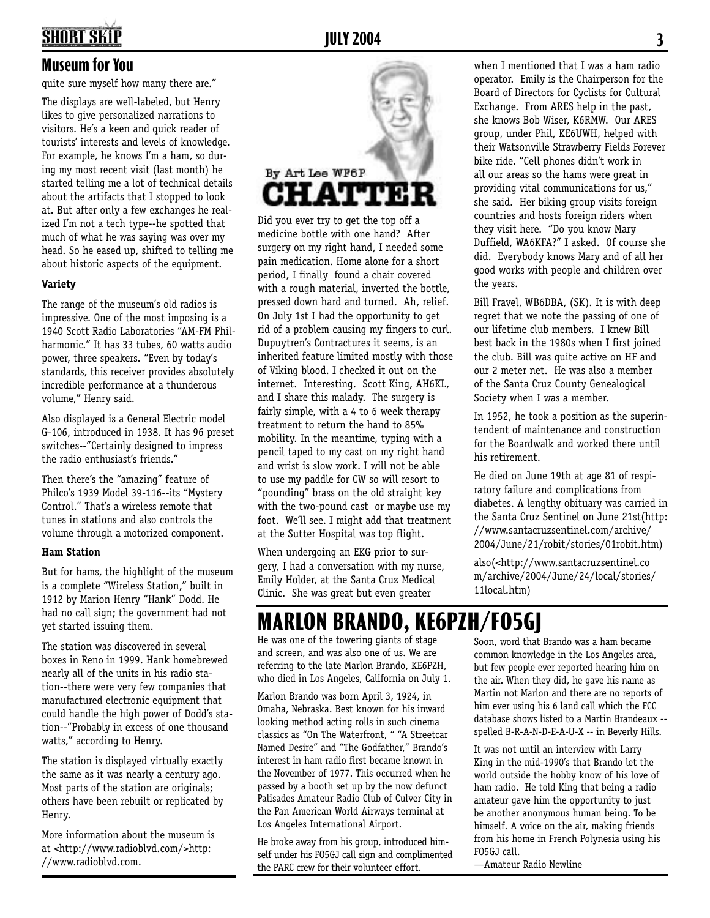## Museum for You

quite sure myself how many there are."

The displays are well-labeled, but Henry likes to give personalized narrations to visitors. He's a keen and quick reader of tourists' interests and levels of knowledge. For example, he knows I'm a ham, so during my most recent visit (last month) he started telling me a lot of technical details about the artifacts that I stopped to look at. But after only a few exchanges he realized I'm not a tech type--he spotted that much of what he was saying was over my head. So he eased up, shifted to telling me about historic aspects of the equipment.

**Variety**

The range of the museum's old radios is impressive. One of the most imposing is a 1940 Scott Radio Laboratories "AM-FM Philharmonic." It has 33 tubes, 60 watts audio power, three speakers. "Even by today's standards, this receiver provides absolutely incredible performance at a thunderous volume," Henry said.

Also displayed is a General Electric model G-106, introduced in 1938. It has 96 preset switches--"Certainly designed to impress the radio enthusiast's friends."

Then there's the "amazing" feature of Philco's 1939 Model 39-116--its "Mystery Control." That's a wireless remote that tunes in stations and also controls the volume through a motorized component.

**Ham Station**

But for hams, the highlight of the museum is a complete "Wireless Station," built in 1912 by Marion Henry "Hank" Dodd. He had no call sign; the government had not yet started issuing them.

The station was discovered in several boxes in Reno in 1999. Hank homebrewed nearly all of the units in his radio station--there were very few companies that manufactured electronic equipment that could handle the high power of Dodd's station--"Probably in excess of one thousand watts," according to Henry.

The station is displayed virtually exactly the same as it was nearly a century ago. Most parts of the station are originals; others have been rebuilt or replicated by Henry.

More information about the museum is at <http://www.radioblvd.com/>http://www.radioblvd.com.

## CHATTER

By Art Lee WF6P

Did you ever try to get the top off a medicine bottle with one hand? After surgery on my right hand, I needed some pain medication. Home alone for a short period, I finally found a chair covered with a rough material, inverted the bottle, pressed down hard and turned. Ah, relief. On July 1st I had the opportunity to get rid of a problem causing my fingers to curl. Dupuytren's Contractures it seems, is an inherited feature limited mostly with those of Viking blood. I checked it out on the internet. Interesting. Scott King, AH6KL, and I share this malady. The surgery is fairly simple, with a 4 to 6 week therapy treatment to return the hand to 85% mobility. In the meantime, typing with a pencil taped to my cast on my right hand and wrist is slow work. I will not be able to use my paddle for CW so will resort to "pounding" brass on the old straight key with the two-pound cast or maybe use my foot. We'll see. I might add that treatment at the Sutter Hospital was top flight.

When undergoing an EKG prior to surgery, I had a conversation with my nurse, Emily Holder, at the Santa Cruz Medical Clinic. She was great but even greater when I mentioned that I was a ham radio operator. Emily is the Chairperson for the Board of Directors for Cyclists for Cultural Exchange. From ARES help in the past, she knows Bob Wiser, K6RMW. Our ARES group, under Phil, KE6UWH, helped with their Watsonville Strawberry Fields Forever bike ride. "Cell phones didn't work in all our areas so the hams were great in providing vital communications for us," she said. Her biking group visits foreign countries and hosts foreign riders when they visit here. "Do you know Mary Duffield, WA6KFA?" I asked. Of course she did. Everybody knows Mary and of all her good works with people and children over the years.

Bill Fravel, WB6DBA, (SK). It is with deep regret that we note the passing of one of our lifetime club members. I knew Bill best back in the 1980s when I first joined the club. Bill was quite active on HF and our 2 meter net. He was also a member of the Santa Cruz County Genealogical Society when I was a member.

In 1952, he took a position as the superintendent of maintenance and construction for the Boardwalk and worked there until his retirement.

He died on June 19th at age 81 of respiratory failure and complications from diabetes. A lengthy obituary was carried in the Santa Cruz Sentinel on June 21st(http://www.santacruzsentinel.com/archive/2004/June/21/robit/stories/01robit.htm)

also(<http://www.santacruzsentinel.com/archive/2004/June/24/local/stories/11local.htm)

## MARLON BRANDO, KE6PZH/FO5GJ

He was one of the towering giants of stage and screen, and was also one of us. We are referring to the late Marlon Brando, KE6PZH, who died in Los Angeles, California on July 1.

Marlon Brando was born April 3, 1924, in Omaha, Nebraska. Best known for his inward looking method acting rolls in such cinema classics as "On The Waterfront, " "A Streetcar Named Desire" and "The Godfather," Brando's interest in ham radio first became known in the November of 1977. This occurred when he passed by a booth set up by the now defunct Palisades Amateur Radio Club of Culver City in the Pan American World Airways terminal at Los Angeles International Airport.

He broke away from his group, introduced himself under his FO5GJ call sign and complimented the PARC crew for their volunteer effort.

Soon, word that Brando was a ham became common knowledge in the Los Angeles area, but few people ever reported hearing him on the air. When they did, he gave his name as Martin not Marlon and there are no reports of him ever using his 6 land call which the FCC database shows listed to a Martin Brandeaux -- spelled B-R-A-N-D-E-A-U-X -- in Beverly Hills.

It was not until an interview with Larry King in the mid-1990's that Brando let the world outside the hobby know of his love of ham radio. He told King that being a radio amateur gave him the opportunity to just be another anonymous human being. To be himself. A voice on the air, making friends from his home in French Polynesia using his FO5GJ call.

—Amateur Radio Newline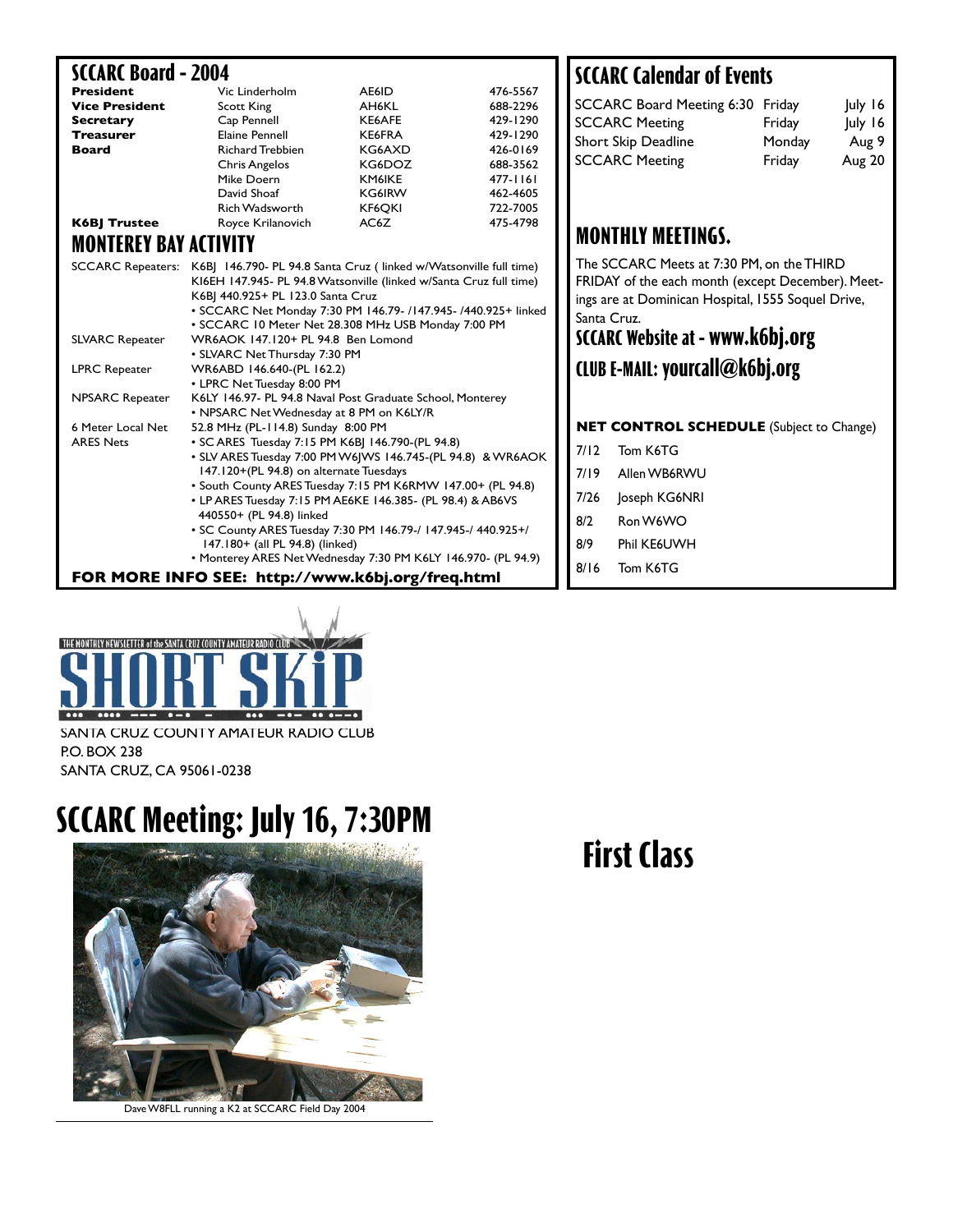## SCCARC Board - 2004

| | | | |
|---|---|---|---|
| **President** | Vic Linderholm | AE6ID | 476-5567 |
| **Vice President** | Scott King | AH6KL | 688-2296 |
| **Secretary** | Cap Pennell | KE6AFE | 429-1290 |
| **Treasurer** | Elaine Pennell | KE6FRA | 429-1290 |
| **Board** | Richard Trebbien | KG6AXD | 426-0169 |
| | Chris Angelos | KG6DOZ | 688-3562 |
| | Mike Doern | KM6IKE | 477-1161 |
| | David Shoaf | KG6IRW | 462-4605 |
| | Rich Wadsworth | KF6QKI | 722-7005 |
| **K6BJ Trustee** | Royce Krilanovich | AC6Z | 475-4798 |

## MONTEREY BAY ACTIVITY

SCCARC Repeaters: K6BJ 146.790- PL 94.8 Santa Cruz ( linked w/Watsonville full time)
KI6EH 147.945- PL 94.8 Watsonville (linked w/Santa Cruz full time)
K6BJ 440.925+ PL 123.0 Santa Cruz
- SCCARC Net Monday 7:30 PM 146.79- /147.945- /440.925+ linked
- SCCARC 10 Meter Net 28.308 MHz USB Monday 7:00 PM

SLVARC Repeater: WR6AOK 147.120+ PL 94.8 Ben Lomond
- SLVARC Net Thursday 7:30 PM

LPRC Repeater: WR6ABD 146.640-(PL 162.2)
- LPRC Net Tuesday 8:00 PM

NPSARC Repeater: K6LY 146.97- PL 94.8 Naval Post Graduate School, Monterey
- NPSARC Net Wednesday at 8 PM on K6LY/R

6 Meter Local Net: 52.8 MHz (PL-114.8) Sunday 8:00 PM

ARES Nets:
- SC ARES Tuesday 7:15 PM K6BJ 146.790-(PL 94.8)
- SLV ARES Tuesday 7:00 PM W6JWS 146.745-(PL 94.8) & WR6AOK 147.120+(PL 94.8) on alternate Tuesdays
- South County ARES Tuesday 7:15 PM K6RMW 147.00+ (PL 94.8)
- LP ARES Tuesday 7:15 PM AE6KE 146.385- (PL 98.4) & AB6VS 440550+ (PL 94.8) linked
- SC County ARES Tuesday 7:30 PM 146.79-/ 147.945-/ 440.925+/ 147.180+ (all PL 94.8) (linked)
- Monterey ARES Net Wednesday 7:30 PM K6LY 146.970- (PL 94.9)

**FOR MORE INFO SEE: http://www.k6bj.org/freq.html**

## SCCARC Calendar of Events

| | | |
|---|---|---|
| SCCARC Board Meeting 6:30 | Friday | July 16 |
| SCCARC Meeting | Friday | July 16 |
| Short Skip Deadline | Monday | Aug 9 |
| SCCARC Meeting | Friday | Aug 20 |

## MONTHLY MEETINGS.

The SCCARC Meets at 7:30 PM, on the THIRD FRIDAY of the each month (except December). Meetings are at Dominican Hospital, 1555 Soquel Drive, Santa Cruz.

## SCCARC Website at - www.k6bj.org

## CLUB E-MAIL: yourcall@k6bj.org

**NET CONTROL SCHEDULE** (Subject to Change)

| | |
|---|---|
| 7/12 | Tom K6TG |
| 7/19 | Allen WB6RWU |
| 7/26 | Joseph KG6NRI |
| 8/2 | Ron W6WO |
| 8/9 | Phil KE6UWH |
| 8/16 | Tom K6TG |

THE MONTHLY NEWSLETTER of the SANTA CRUZ COUNTY AMATEUR RADIO CLUB

SHORT SKIP

SANTA CRUZ COUNTY AMATEUR RADIO CLUB
P.O. BOX 238
SANTA CRUZ, CA 95061-0238

# SCCARC Meeting: July 16, 7:30PM

Dave W8FLL running a K2 at SCCARC Field Day 2004

# First Class